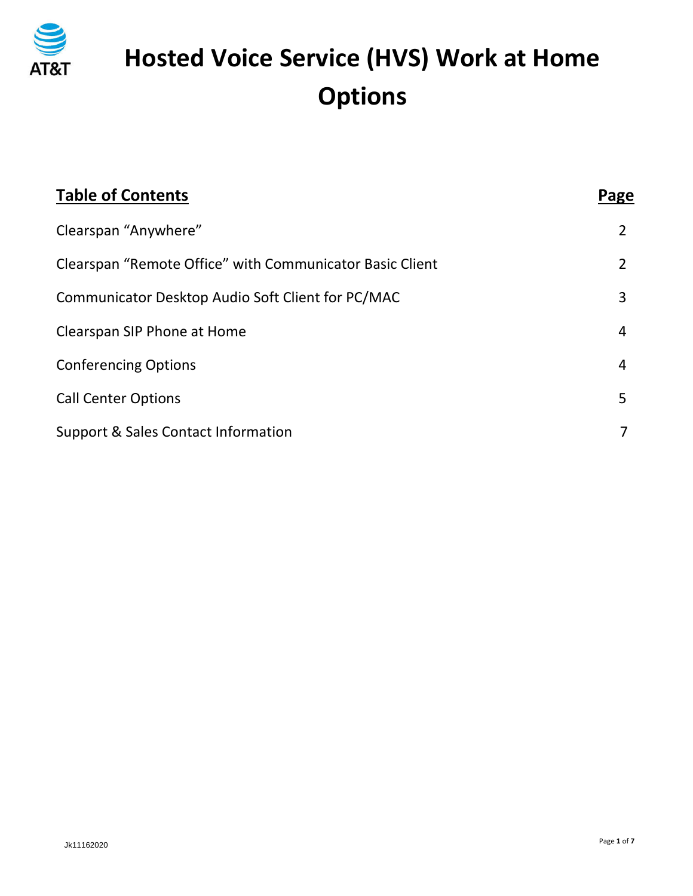# Hosted Voice Service (HVS) Work at Home Options

| Table of Contents | Page |
| --- | --- |
| Clearspan “Anywhere” | 2 |
| Clearspan “Remote Office” with Communicator Basic Client | 2 |
| Communicator Desktop Audio Soft Client for PC/MAC | 3 |
| Clearspan SIP Phone at Home | 4 |
| Conferencing Options | 4 |
| Call Center Options | 5 |
| Support & Sales Contact Information | 7 |

Jk11162020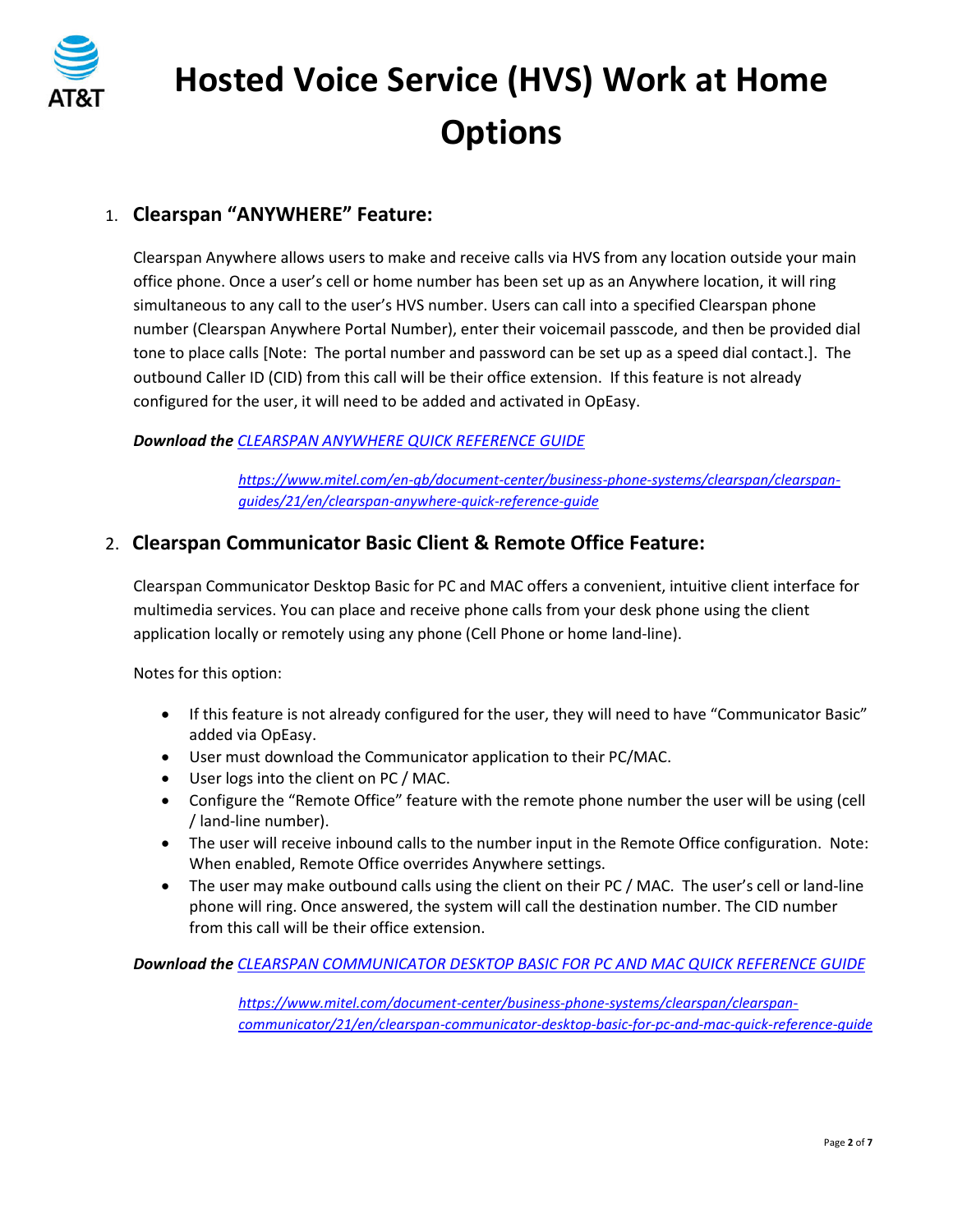# Hosted Voice Service (HVS) Work at Home Options

## 1. Clearspan "ANYWHERE" Feature:

Clearspan Anywhere allows users to make and receive calls via HVS from any location outside your main office phone. Once a user's cell or home number has been set up as an Anywhere location, it will ring simultaneous to any call to the user's HVS number. Users can call into a specified Clearspan phone number (Clearspan Anywhere Portal Number), enter their voicemail passcode, and then be provided dial tone to place calls [Note: The portal number and password can be set up as a speed dial contact.]. The outbound Caller ID (CID) from this call will be their office extension. If this feature is not already configured for the user, it will need to be added and activated in OpEasy.

***Download the** [CLEARSPAN ANYWHERE QUICK REFERENCE GUIDE](https://www.mitel.com/en-gb/document-center/business-phone-systems/clearspan/clearspan-guides/21/en/clearspan-anywhere-quick-reference-guide)*

*https://www.mitel.com/en-gb/document-center/business-phone-systems/clearspan/clearspan-guides/21/en/clearspan-anywhere-quick-reference-guide*

## 2. Clearspan Communicator Basic Client & Remote Office Feature:

Clearspan Communicator Desktop Basic for PC and MAC offers a convenient, intuitive client interface for multimedia services. You can place and receive phone calls from your desk phone using the client application locally or remotely using any phone (Cell Phone or home land-line).

Notes for this option:

- If this feature is not already configured for the user, they will need to have "Communicator Basic" added via OpEasy.
- User must download the Communicator application to their PC/MAC.
- User logs into the client on PC / MAC.
- Configure the "Remote Office" feature with the remote phone number the user will be using (cell / land-line number).
- The user will receive inbound calls to the number input in the Remote Office configuration. Note: When enabled, Remote Office overrides Anywhere settings.
- The user may make outbound calls using the client on their PC / MAC. The user's cell or land-line phone will ring. Once answered, the system will call the destination number. The CID number from this call will be their office extension.

***Download the** [CLEARSPAN COMMUNICATOR DESKTOP BASIC FOR PC AND MAC QUICK REFERENCE GUIDE](https://www.mitel.com/document-center/business-phone-systems/clearspan/clearspan-communicator/21/en/clearspan-communicator-desktop-basic-for-pc-and-mac-quick-reference-guide)*

*https://www.mitel.com/document-center/business-phone-systems/clearspan/clearspan-communicator/21/en/clearspan-communicator-desktop-basic-for-pc-and-mac-quick-reference-guide*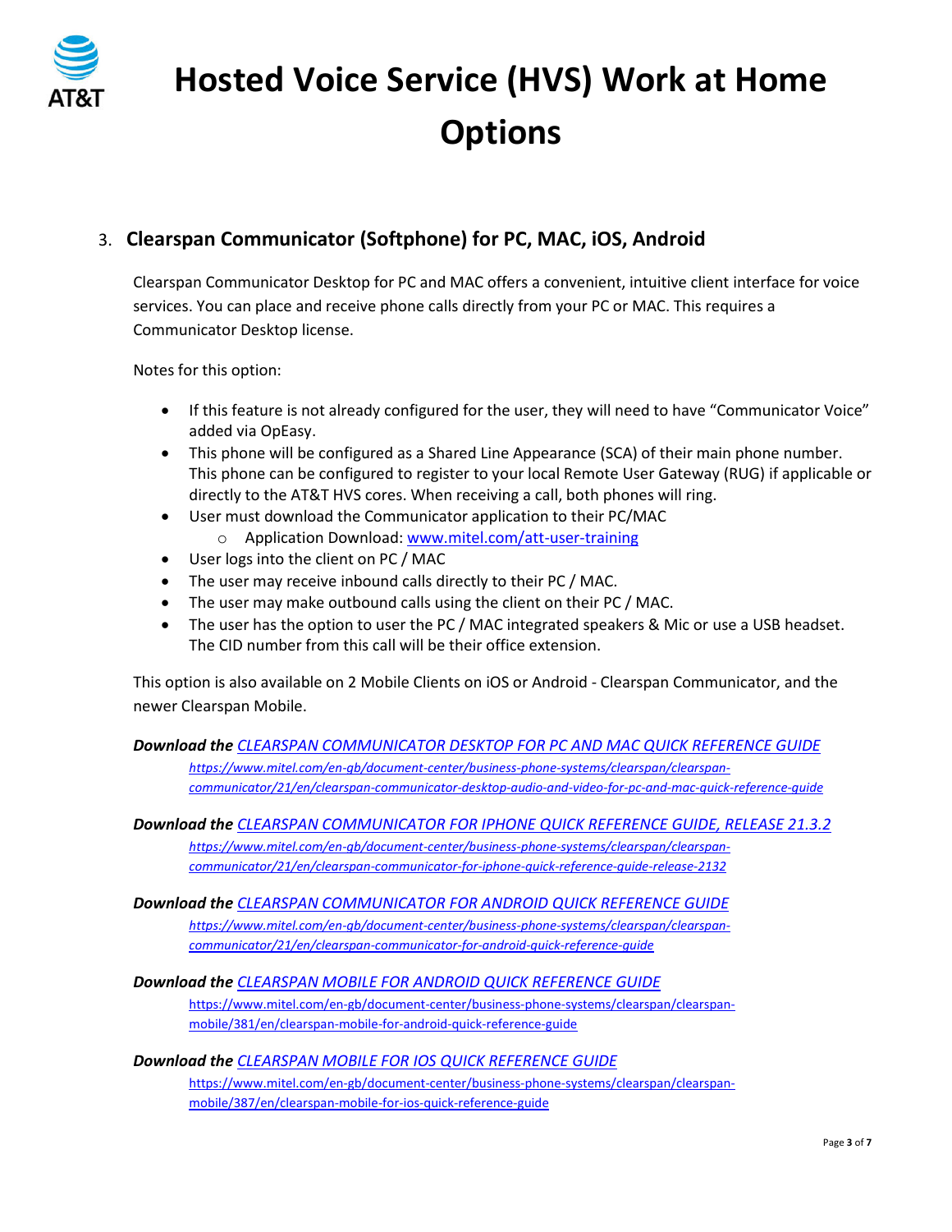# Hosted Voice Service (HVS) Work at Home Options

## 3. Clearspan Communicator (Softphone) for PC, MAC, iOS, Android

Clearspan Communicator Desktop for PC and MAC offers a convenient, intuitive client interface for voice services. You can place and receive phone calls directly from your PC or MAC. This requires a Communicator Desktop license.

Notes for this option:

- If this feature is not already configured for the user, they will need to have "Communicator Voice" added via OpEasy.
- This phone will be configured as a Shared Line Appearance (SCA) of their main phone number. This phone can be configured to register to your local Remote User Gateway (RUG) if applicable or directly to the AT&T HVS cores. When receiving a call, both phones will ring.
- User must download the Communicator application to their PC/MAC
  - Application Download: [www.mitel.com/att-user-training](www.mitel.com/att-user-training)
- User logs into the client on PC / MAC
- The user may receive inbound calls directly to their PC / MAC.
- The user may make outbound calls using the client on their PC / MAC.
- The user has the option to user the PC / MAC integrated speakers & Mic or use a USB headset. The CID number from this call will be their office extension.

This option is also available on 2 Mobile Clients on iOS or Android - Clearspan Communicator, and the newer Clearspan Mobile.

***Download the*** *[CLEARSPAN COMMUNICATOR DESKTOP FOR PC AND MAC QUICK REFERENCE GUIDE](https://www.mitel.com/en-gb/document-center/business-phone-systems/clearspan/clearspan-communicator/21/en/clearspan-communicator-desktop-audio-and-video-for-pc-and-mac-quick-reference-guide)*

*https://www.mitel.com/en-gb/document-center/business-phone-systems/clearspan/clearspan-communicator/21/en/clearspan-communicator-desktop-audio-and-video-for-pc-and-mac-quick-reference-guide*

***Download the*** *[CLEARSPAN COMMUNICATOR FOR IPHONE QUICK REFERENCE GUIDE, RELEASE 21.3.2](https://www.mitel.com/en-gb/document-center/business-phone-systems/clearspan/clearspan-communicator/21/en/clearspan-communicator-for-iphone-quick-reference-guide-release-2132)*

*https://www.mitel.com/en-gb/document-center/business-phone-systems/clearspan/clearspan-communicator/21/en/clearspan-communicator-for-iphone-quick-reference-guide-release-2132*

***Download the*** *[CLEARSPAN COMMUNICATOR FOR ANDROID QUICK REFERENCE GUIDE](https://www.mitel.com/en-gb/document-center/business-phone-systems/clearspan/clearspan-communicator/21/en/clearspan-communicator-for-android-quick-reference-guide)*

*https://www.mitel.com/en-gb/document-center/business-phone-systems/clearspan/clearspan-communicator/21/en/clearspan-communicator-for-android-quick-reference-guide*

***Download the*** *[CLEARSPAN MOBILE FOR ANDROID QUICK REFERENCE GUIDE](https://www.mitel.com/en-gb/document-center/business-phone-systems/clearspan/clearspan-mobile/381/en/clearspan-mobile-for-android-quick-reference-guide)*

https://www.mitel.com/en-gb/document-center/business-phone-systems/clearspan/clearspan-mobile/381/en/clearspan-mobile-for-android-quick-reference-guide

***Download the*** *[CLEARSPAN MOBILE FOR IOS QUICK REFERENCE GUIDE](https://www.mitel.com/en-gb/document-center/business-phone-systems/clearspan/clearspan-mobile/387/en/clearspan-mobile-for-ios-quick-reference-guide)*

https://www.mitel.com/en-gb/document-center/business-phone-systems/clearspan/clearspan-mobile/387/en/clearspan-mobile-for-ios-quick-reference-guide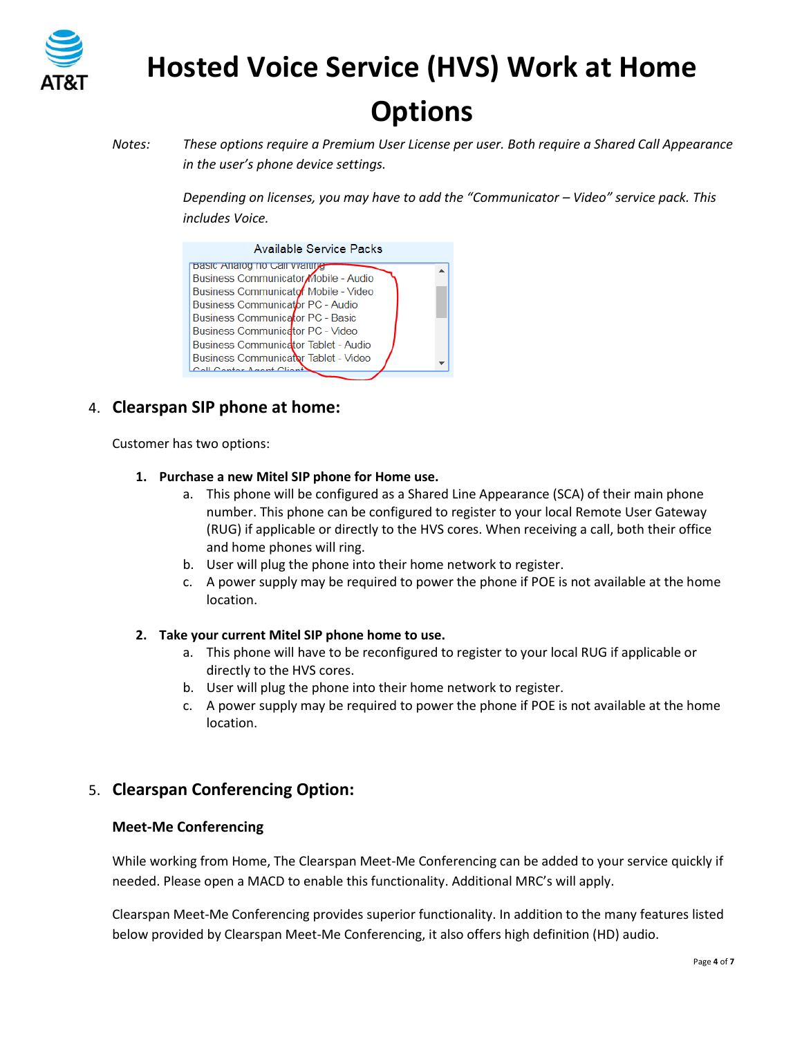# Hosted Voice Service (HVS) Work at Home Options

*Notes:* *These options require a Premium User License per user. Both require a Shared Call Appearance in the user's phone device settings.*

*Depending on licenses, you may have to add the "Communicator – Video" service pack. This includes Voice.*

Available Service Packs

Basic Analog no Call Waiting
Business Communicator Mobile - Audio
Business Communicator Mobile - Video
Business Communicator PC - Audio
Business Communicator PC - Basic
Business Communicator PC - Video
Business Communicator Tablet - Audio
Business Communicator Tablet - Video
Call Center Agent Client

## 4. Clearspan SIP phone at home:

Customer has two options:

1. **Purchase a new Mitel SIP phone for Home use.**
   a. This phone will be configured as a Shared Line Appearance (SCA) of their main phone number. This phone can be configured to register to your local Remote User Gateway (RUG) if applicable or directly to the HVS cores. When receiving a call, both their office and home phones will ring.
   b. User will plug the phone into their home network to register.
   c. A power supply may be required to power the phone if POE is not available at the home location.

2. **Take your current Mitel SIP phone home to use.**
   a. This phone will have to be reconfigured to register to your local RUG if applicable or directly to the HVS cores.
   b. User will plug the phone into their home network to register.
   c. A power supply may be required to power the phone if POE is not available at the home location.

## 5. Clearspan Conferencing Option:

### Meet-Me Conferencing

While working from Home, The Clearspan Meet-Me Conferencing can be added to your service quickly if needed. Please open a MACD to enable this functionality. Additional MRC's will apply.

Clearspan Meet-Me Conferencing provides superior functionality. In addition to the many features listed below provided by Clearspan Meet-Me Conferencing, it also offers high definition (HD) audio.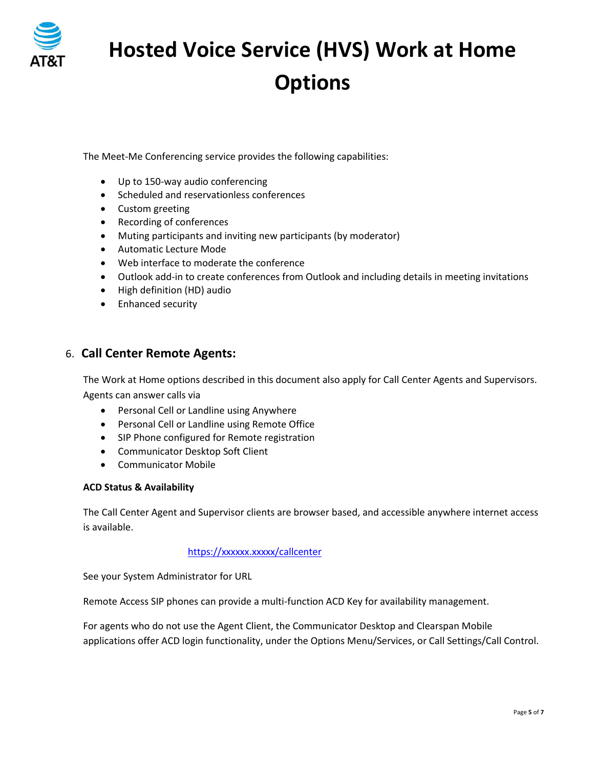The Meet-Me Conferencing service provides the following capabilities:

- Up to 150-way audio conferencing
- Scheduled and reservationless conferences
- Custom greeting
- Recording of conferences
- Muting participants and inviting new participants (by moderator)
- Automatic Lecture Mode
- Web interface to moderate the conference
- Outlook add-in to create conferences from Outlook and including details in meeting invitations
- High definition (HD) audio
- Enhanced security

## 6. Call Center Remote Agents:

The Work at Home options described in this document also apply for Call Center Agents and Supervisors. Agents can answer calls via

- Personal Cell or Landline using Anywhere
- Personal Cell or Landline using Remote Office
- SIP Phone configured for Remote registration
- Communicator Desktop Soft Client
- Communicator Mobile

**ACD Status & Availability**

The Call Center Agent and Supervisor clients are browser based, and accessible anywhere internet access is available.

https://xxxxxx.xxxxx/callcenter

See your System Administrator for URL

Remote Access SIP phones can provide a multi-function ACD Key for availability management.

For agents who do not use the Agent Client, the Communicator Desktop and Clearspan Mobile applications offer ACD login functionality, under the Options Menu/Services, or Call Settings/Call Control.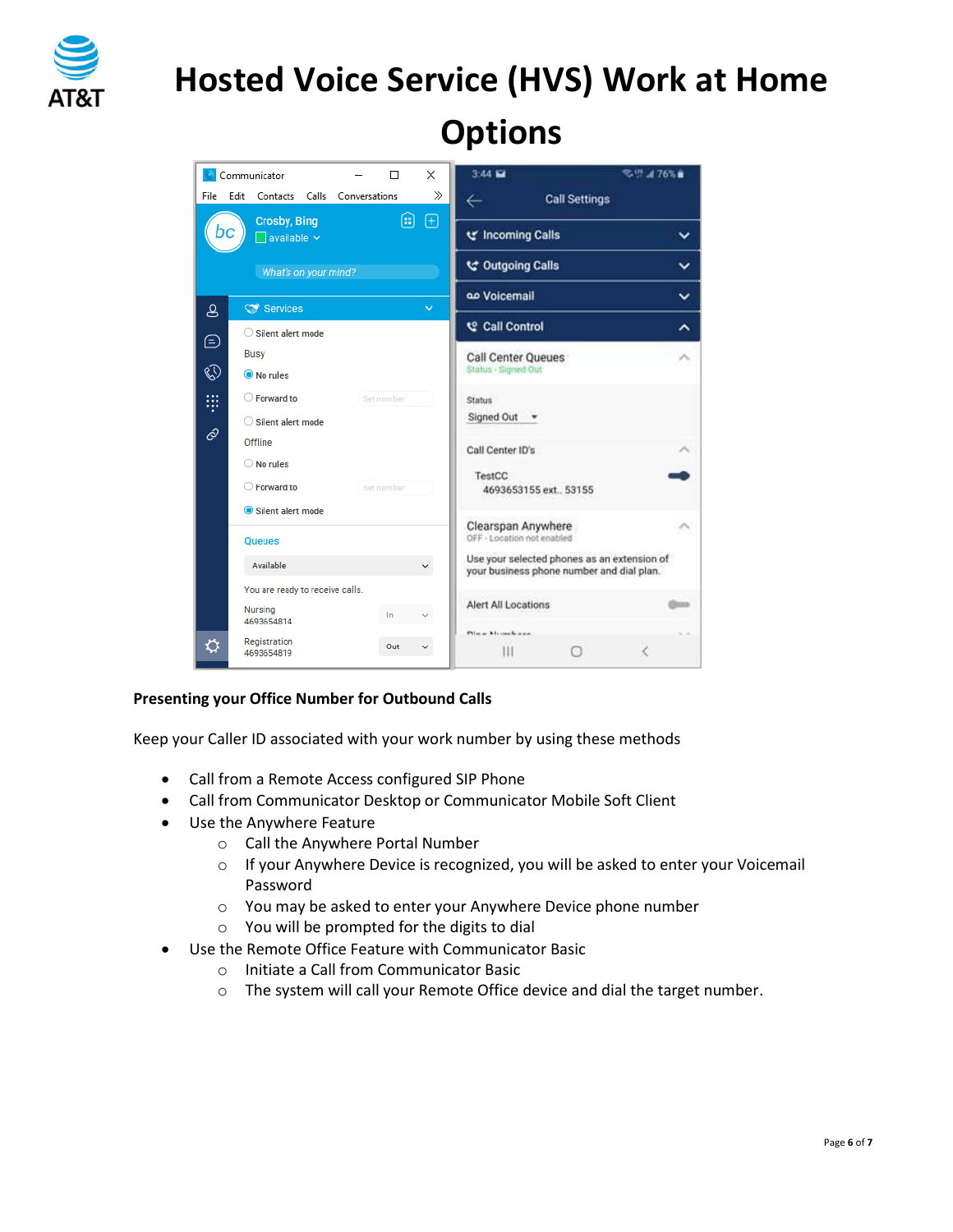# Hosted Voice Service (HVS) Work at Home Options

**Presenting your Office Number for Outbound Calls**

Keep your Caller ID associated with your work number by using these methods

- Call from a Remote Access configured SIP Phone
- Call from Communicator Desktop or Communicator Mobile Soft Client
- Use the Anywhere Feature
  - Call the Anywhere Portal Number
  - If your Anywhere Device is recognized, you will be asked to enter your Voicemail Password
  - You may be asked to enter your Anywhere Device phone number
  - You will be prompted for the digits to dial
- Use the Remote Office Feature with Communicator Basic
  - Initiate a Call from Communicator Basic
  - The system will call your Remote Office device and dial the target number.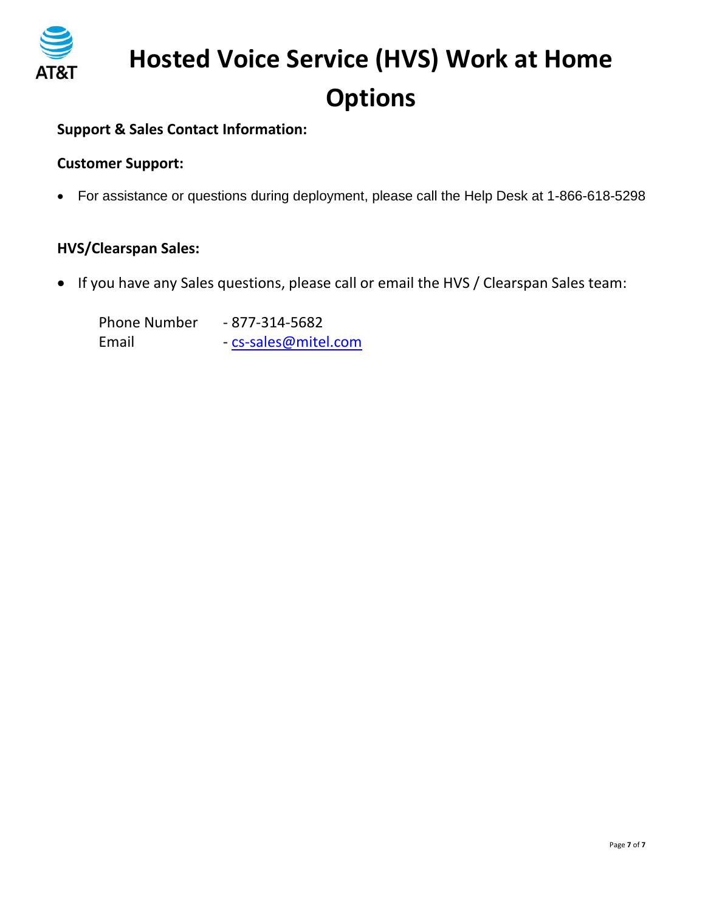# Hosted Voice Service (HVS) Work at Home Options

**Support & Sales Contact Information:**

**Customer Support:**

- For assistance or questions during deployment, please call the Help Desk at 1-866-618-5298

**HVS/Clearspan Sales:**

- If you have any Sales questions, please call or email the HVS / Clearspan Sales team:

  Phone Number - 877-314-5682
  Email - cs-sales@mitel.com